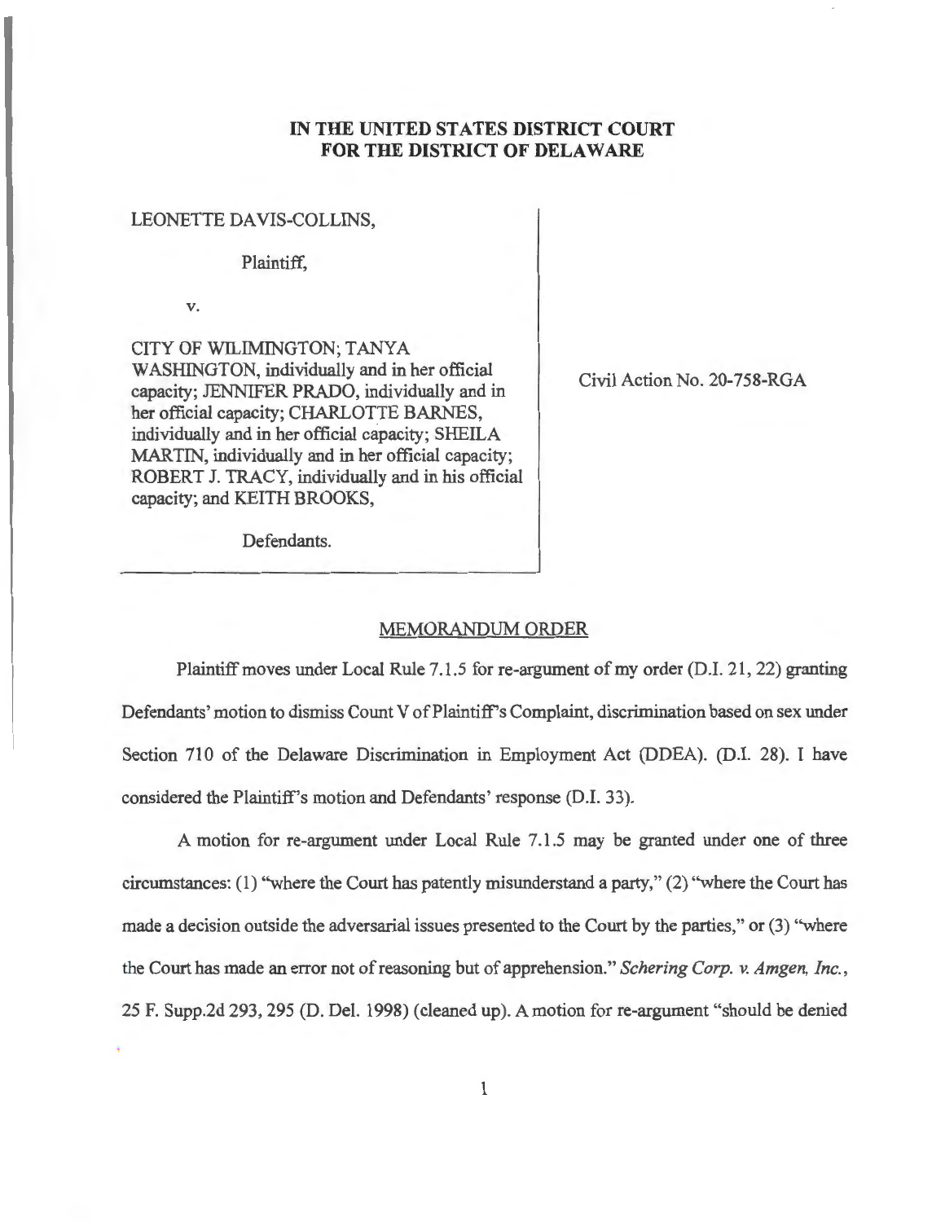**IN THE UNITED STATES DISTRICT COURT**
**FOR THE DISTRICT OF DELAWARE**

LEONETTE DAVIS-COLLINS,

Plaintiff,

v.

CITY OF WILMINGTON; TANYA WASHINGTON, individually and in her official capacity; JENNIFER PRADO, individually and in her official capacity; CHARLOTTE BARNES, individually and in her official capacity; SHEILA MARTIN, individually and in her official capacity; ROBERT J. TRACY, individually and in his official capacity; and KEITH BROOKS,

Defendants.

Civil Action No. 20-758-RGA

MEMORANDUM ORDER

Plaintiff moves under Local Rule 7.1.5 for re-argument of my order (D.I. 21, 22) granting Defendants' motion to dismiss Count V of Plaintiff's Complaint, discrimination based on sex under Section 710 of the Delaware Discrimination in Employment Act (DDEA). (D.I. 28). I have considered the Plaintiff's motion and Defendants' response (D.I. 33).

A motion for re-argument under Local Rule 7.1.5 may be granted under one of three circumstances: (1) "where the Court has patently misunderstand a party," (2) "where the Court has made a decision outside the adversarial issues presented to the Court by the parties," or (3) "where the Court has made an error not of reasoning but of apprehension." *Schering Corp. v. Amgen, Inc.*, 25 F. Supp.2d 293, 295 (D. Del. 1998) (cleaned up). A motion for re-argument "should be denied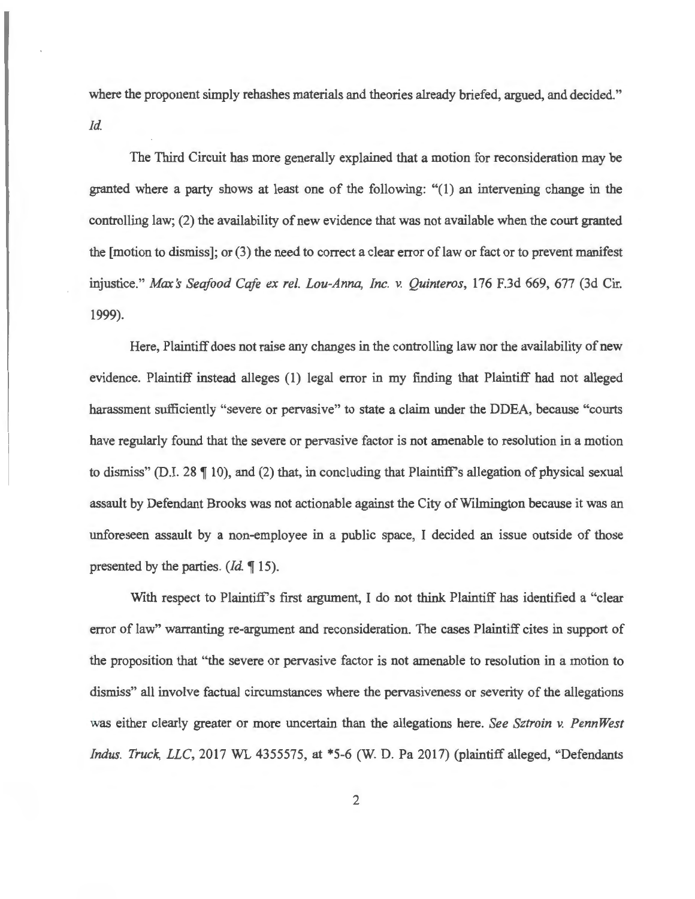where the proponent simply rehashes materials and theories already briefed, argued, and decided." *Id.*

The Third Circuit has more generally explained that a motion for reconsideration may be granted where a party shows at least one of the following: "(1) an intervening change in the controlling law; (2) the availability of new evidence that was not available when the court granted the [motion to dismiss]; or (3) the need to correct a clear error of law or fact or to prevent manifest injustice." *Max's Seafood Cafe ex rel. Lou-Anna, Inc. v. Quinteros*, 176 F.3d 669, 677 (3d Cir. 1999).

Here, Plaintiff does not raise any changes in the controlling law nor the availability of new evidence. Plaintiff instead alleges (1) legal error in my finding that Plaintiff had not alleged harassment sufficiently "severe or pervasive" to state a claim under the DDEA, because "courts have regularly found that the severe or pervasive factor is not amenable to resolution in a motion to dismiss" (D.I. 28 ¶ 10), and (2) that, in concluding that Plaintiff's allegation of physical sexual assault by Defendant Brooks was not actionable against the City of Wilmington because it was an unforeseen assault by a non-employee in a public space, I decided an issue outside of those presented by the parties. (*Id.* ¶ 15).

With respect to Plaintiff's first argument, I do not think Plaintiff has identified a "clear error of law" warranting re-argument and reconsideration. The cases Plaintiff cites in support of the proposition that "the severe or pervasive factor is not amenable to resolution in a motion to dismiss" all involve factual circumstances where the pervasiveness or severity of the allegations was either clearly greater or more uncertain than the allegations here. *See Sztroin v. PennWest Indus. Truck, LLC*, 2017 WL 4355575, at *5-6 (W. D. Pa 2017) (plaintiff alleged, "Defendants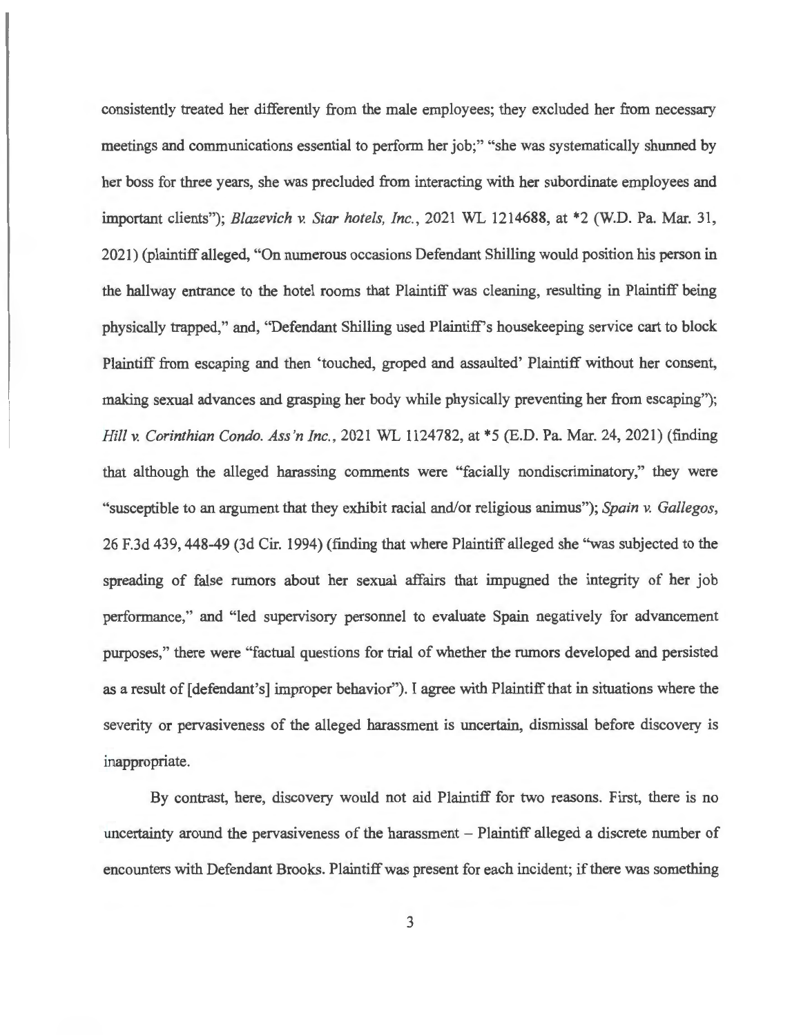consistently treated her differently from the male employees; they excluded her from necessary meetings and communications essential to perform her job;" "she was systematically shunned by her boss for three years, she was precluded from interacting with her subordinate employees and important clients"); *Blazevich v. Star hotels, Inc.*, 2021 WL 1214688, at *2 (W.D. Pa. Mar. 31, 2021) (plaintiff alleged, "On numerous occasions Defendant Shilling would position his person in the hallway entrance to the hotel rooms that Plaintiff was cleaning, resulting in Plaintiff being physically trapped," and, "Defendant Shilling used Plaintiff's housekeeping service cart to block Plaintiff from escaping and then 'touched, groped and assaulted' Plaintiff without her consent, making sexual advances and grasping her body while physically preventing her from escaping"); *Hill v. Corinthian Condo. Ass'n Inc.*, 2021 WL 1124782, at *5 (E.D. Pa. Mar. 24, 2021) (finding that although the alleged harassing comments were "facially nondiscriminatory," they were "susceptible to an argument that they exhibit racial and/or religious animus"); *Spain v. Gallegos*, 26 F.3d 439, 448-49 (3d Cir. 1994) (finding that where Plaintiff alleged she "was subjected to the spreading of false rumors about her sexual affairs that impugned the integrity of her job performance," and "led supervisory personnel to evaluate Spain negatively for advancement purposes," there were "factual questions for trial of whether the rumors developed and persisted as a result of [defendant's] improper behavior"). I agree with Plaintiff that in situations where the severity or pervasiveness of the alleged harassment is uncertain, dismissal before discovery is inappropriate.

By contrast, here, discovery would not aid Plaintiff for two reasons. First, there is no uncertainty around the pervasiveness of the harassment – Plaintiff alleged a discrete number of encounters with Defendant Brooks. Plaintiff was present for each incident; if there was something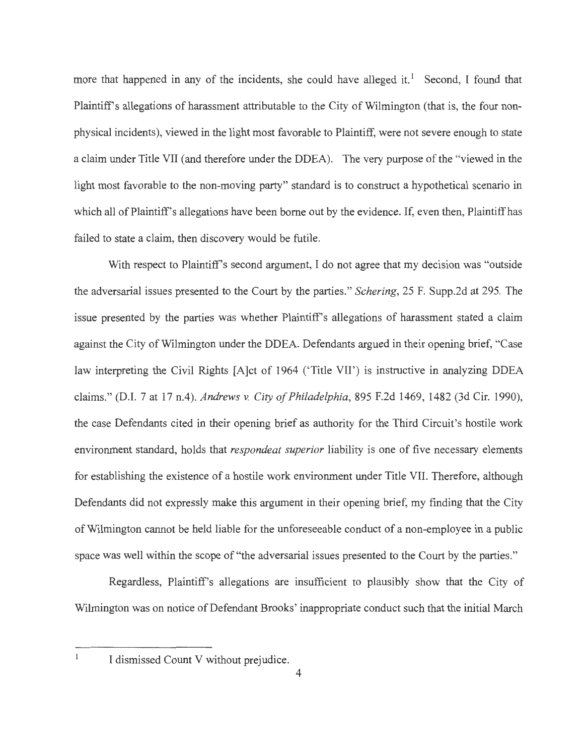more that happened in any of the incidents, she could have alleged it.[1] Second, I found that Plaintiff's allegations of harassment attributable to the City of Wilmington (that is, the four non-physical incidents), viewed in the light most favorable to Plaintiff, were not severe enough to state a claim under Title VII (and therefore under the DDEA). The very purpose of the "viewed in the light most favorable to the non-moving party" standard is to construct a hypothetical scenario in which all of Plaintiff's allegations have been borne out by the evidence. If, even then, Plaintiff has failed to state a claim, then discovery would be futile.

With respect to Plaintiff's second argument, I do not agree that my decision was "outside the adversarial issues presented to the Court by the parties." *Schering*, 25 F. Supp.2d at 295. The issue presented by the parties was whether Plaintiff's allegations of harassment stated a claim against the City of Wilmington under the DDEA. Defendants argued in their opening brief, "Case law interpreting the Civil Rights [A]ct of 1964 ('Title VII') is instructive in analyzing DDEA claims." (D.I. 7 at 17 n.4). *Andrews v. City of Philadelphia*, 895 F.2d 1469, 1482 (3d Cir. 1990), the case Defendants cited in their opening brief as authority for the Third Circuit's hostile work environment standard, holds that *respondeat superior* liability is one of five necessary elements for establishing the existence of a hostile work environment under Title VII. Therefore, although Defendants did not expressly make this argument in their opening brief, my finding that the City of Wilmington cannot be held liable for the unforeseeable conduct of a non-employee in a public space was well within the scope of "the adversarial issues presented to the Court by the parties."

Regardless, Plaintiff's allegations are insufficient to plausibly show that the City of Wilmington was on notice of Defendant Brooks' inappropriate conduct such that the initial March

---

[1] I dismissed Count V without prejudice.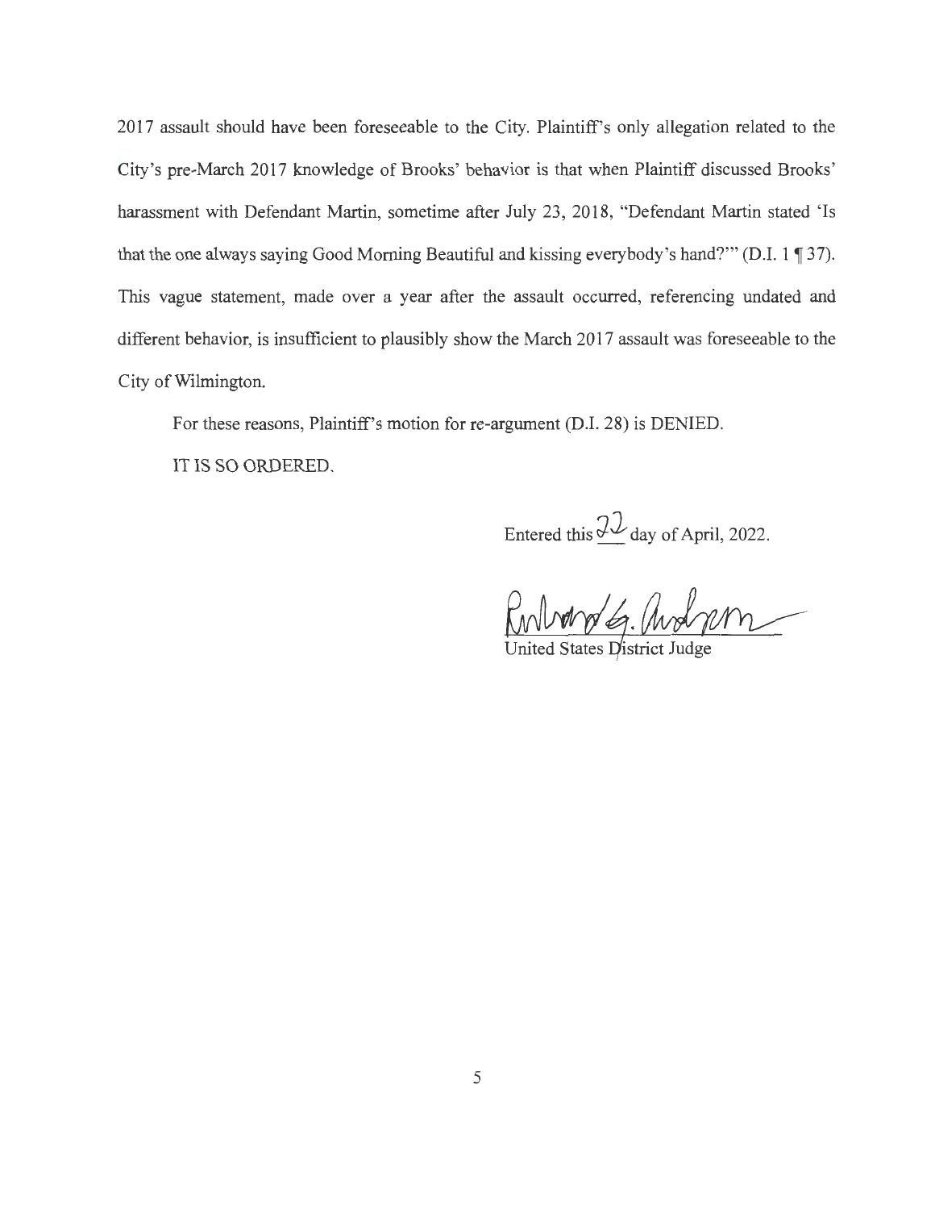2017 assault should have been foreseeable to the City. Plaintiff's only allegation related to the City's pre-March 2017 knowledge of Brooks' behavior is that when Plaintiff discussed Brooks' harassment with Defendant Martin, sometime after July 23, 2018, "Defendant Martin stated 'Is that the one always saying Good Morning Beautiful and kissing everybody's hand?'" (D.I. 1 ¶ 37). This vague statement, made over a year after the assault occurred, referencing undated and different behavior, is insufficient to plausibly show the March 2017 assault was foreseeable to the City of Wilmington.

For these reasons, Plaintiff's motion for re-argument (D.I. 28) is DENIED.

IT IS SO ORDERED.

Entered this 22 day of April, 2022.

United States District Judge